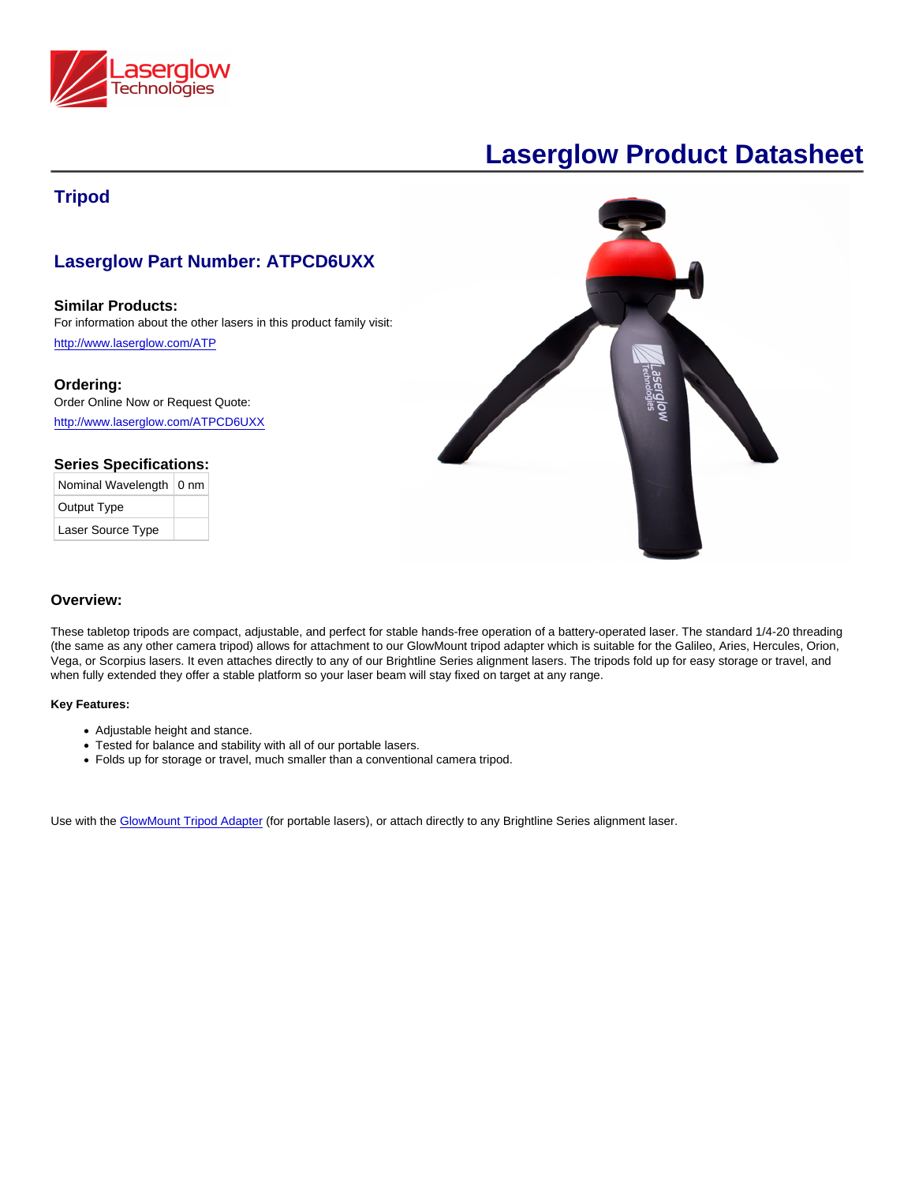# Laserglow Product Datasheet

## Tripod

## Laserglow Part Number: ATPCD6UXX

### Similar Products:

For information about the other lasers in this product family visit:

http://www.laserglow.com/ATP

### Ordering:

Order Online Now or Request Quote:

http://www.laserglow.com/ATPCD6UXX

### Series Specifications:

| Nominal Wavelength | 0 nm |
|---|---|
| Output Type | |
| Laser Source Type | |

### Overview:

These tabletop tripods are compact, adjustable, and perfect for stable hands-free operation of a battery-operated laser. The standard 1/4-20 threading (the same as any other camera tripod) allows for attachment to our GlowMount tripod adapter which is suitable for the Galileo, Aries, Hercules, Orion, Vega, or Scorpius lasers. It even attaches directly to any of our Brightline Series alignment lasers. The tripods fold up for easy storage or travel, and when fully extended they offer a stable platform so your laser beam will stay fixed on target at any range.

**Key Features:**

- Adjustable height and stance.
- Tested for balance and stability with all of our portable lasers.
- Folds up for storage or travel, much smaller than a conventional camera tripod.

Use with the GlowMount Tripod Adapter (for portable lasers), or attach directly to any Brightline Series alignment laser.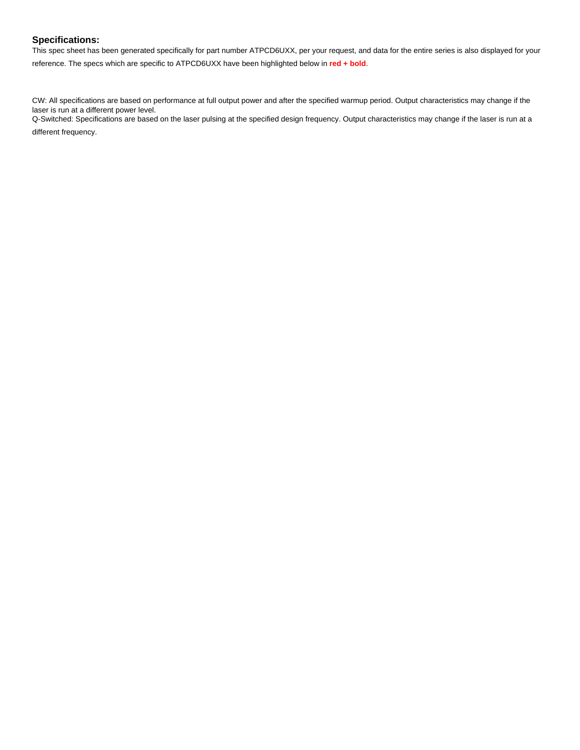### Specifications:

This spec sheet has been generated specifically for part number ATPCD6UXX, per your request, and data for the entire series is also displayed for your reference. The specs which are specific to ATPCD6UXX have been highlighted below in **red + bold**.

CW: All specifications are based on performance at full output power and after the specified warmup period. Output characteristics may change if the laser is run at a different power level.
Q-Switched: Specifications are based on the laser pulsing at the specified design frequency. Output characteristics may change if the laser is run at a different frequency.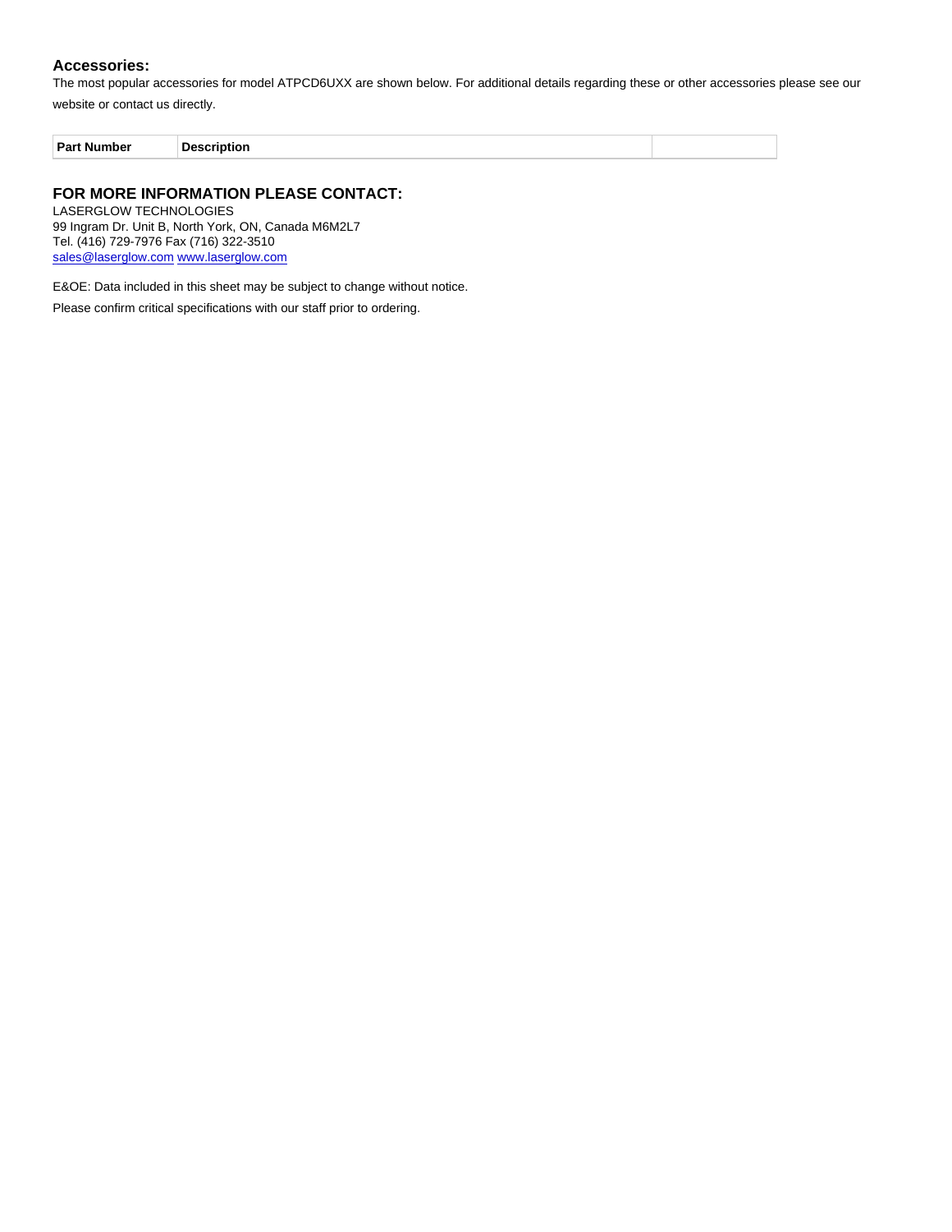## Accessories:

The most popular accessories for model ATPCD6UXX are shown below. For additional details regarding these or other accessories please see our website or contact us directly.

| Part Number | Description | |
|---|---|---|

## FOR MORE INFORMATION PLEASE CONTACT:

LASERGLOW TECHNOLOGIES
99 Ingram Dr. Unit B, North York, ON, Canada M6M2L7
Tel. (416) 729-7976 Fax (716) 322-3510
sales@laserglow.com www.laserglow.com

E&OE: Data included in this sheet may be subject to change without notice.

Please confirm critical specifications with our staff prior to ordering.